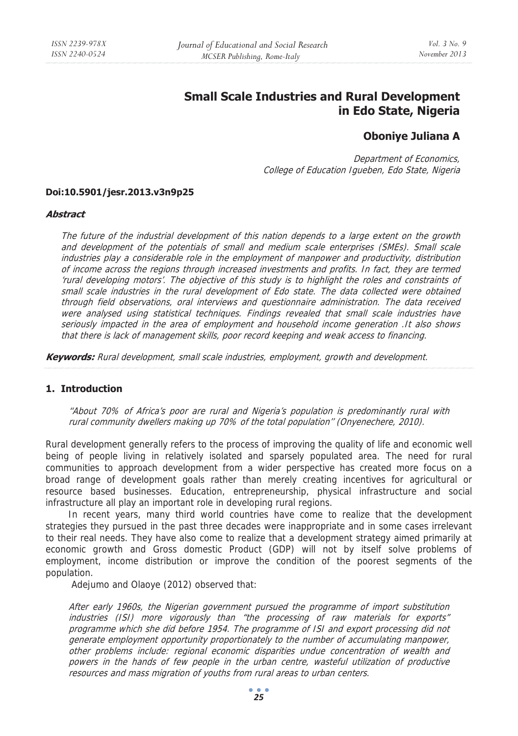# Small Scale Industries and Rural Development in Edo State, Nigeria

## Oboniye Juliana A

*Department of Economics,*
*College of Education Igueben, Edo State, Nigeria*

**Doi:10.5901/jesr.2013.v3n9p25**

***Abstract***

*The future of the industrial development of this nation depends to a large extent on the growth and development of the potentials of small and medium scale enterprises (SMEs). Small scale industries play a considerable role in the employment of manpower and productivity, distribution of income across the regions through increased investments and profits. In fact, they are termed 'rural developing motors'. The objective of this study is to highlight the roles and constraints of small scale industries in the rural development of Edo state. The data collected were obtained through field observations, oral interviews and questionnaire administration. The data received were analysed using statistical techniques. Findings revealed that small scale industries have seriously impacted in the area of employment and household income generation .It also shows that there is lack of management skills, poor record keeping and weak access to financing.*

***Keywords:*** *Rural development, small scale industries, employment, growth and development.*

## 1. Introduction

> *"About 70% of Africa's poor are rural and Nigeria's population is predominantly rural with rural community dwellers making up 70% of the total population'' (Onyenechere, 2010).*

Rural development generally refers to the process of improving the quality of life and economic well being of people living in relatively isolated and sparsely populated area. The need for rural communities to approach development from a wider perspective has created more focus on a broad range of development goals rather than merely creating incentives for agricultural or resource based businesses. Education, entrepreneurship, physical infrastructure and social infrastructure all play an important role in developing rural regions.

In recent years, many third world countries have come to realize that the development strategies they pursued in the past three decades were inappropriate and in some cases irrelevant to their real needs. They have also come to realize that a development strategy aimed primarily at economic growth and Gross domestic Product (GDP) will not by itself solve problems of employment, income distribution or improve the condition of the poorest segments of the population.

Adejumo and Olaoye (2012) observed that:

> *After early 1960s, the Nigerian government pursued the programme of import substitution industries (ISI) more vigorously than "the processing of raw materials for exports" programme which she did before 1954. The programme of ISI and export processing did not generate employment opportunity proportionately to the number of accumulating manpower, other problems include: regional economic disparities undue concentration of wealth and powers in the hands of few people in the urban centre, wasteful utilization of productive resources and mass migration of youths from rural areas to urban centers.*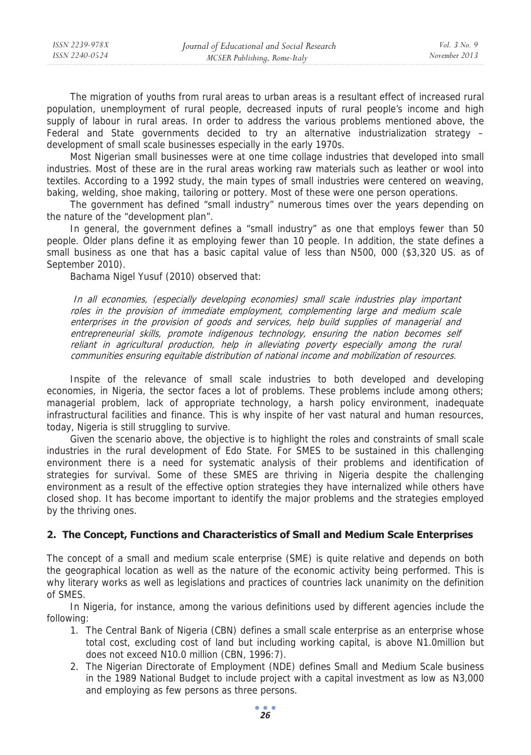The migration of youths from rural areas to urban areas is a resultant effect of increased rural population, unemployment of rural people, decreased inputs of rural people's income and high supply of labour in rural areas. In order to address the various problems mentioned above, the Federal and State governments decided to try an alternative industrialization strategy – development of small scale businesses especially in the early 1970s.

Most Nigerian small businesses were at one time collage industries that developed into small industries. Most of these are in the rural areas working raw materials such as leather or wool into textiles. According to a 1992 study, the main types of small industries were centered on weaving, baking, welding, shoe making, tailoring or pottery. Most of these were one person operations.

The government has defined "small industry" numerous times over the years depending on the nature of the "development plan".

In general, the government defines a "small industry" as one that employs fewer than 50 people. Older plans define it as employing fewer than 10 people. In addition, the state defines a small business as one that has a basic capital value of less than N500, 000 ($3,320 US. as of September 2010).

Bachama Nigel Yusuf (2010) observed that:

> *In all economies, (especially developing economies) small scale industries play important roles in the provision of immediate employment, complementing large and medium scale enterprises in the provision of goods and services, help build supplies of managerial and entrepreneurial skills, promote indigenous technology, ensuring the nation becomes self reliant in agricultural production, help in alleviating poverty especially among the rural communities ensuring equitable distribution of national income and mobilization of resources.*

Inspite of the relevance of small scale industries to both developed and developing economies, in Nigeria, the sector faces a lot of problems. These problems include among others; managerial problem, lack of appropriate technology, a harsh policy environment, inadequate infrastructural facilities and finance. This is why inspite of her vast natural and human resources, today, Nigeria is still struggling to survive.

Given the scenario above, the objective is to highlight the roles and constraints of small scale industries in the rural development of Edo State. For SMES to be sustained in this challenging environment there is a need for systematic analysis of their problems and identification of strategies for survival. Some of these SMES are thriving in Nigeria despite the challenging environment as a result of the effective option strategies they have internalized while others have closed shop. It has become important to identify the major problems and the strategies employed by the thriving ones.

## 2. The Concept, Functions and Characteristics of Small and Medium Scale Enterprises

The concept of a small and medium scale enterprise (SME) is quite relative and depends on both the geographical location as well as the nature of the economic activity being performed. This is why literary works as well as legislations and practices of countries lack unanimity on the definition of SMES.

In Nigeria, for instance, among the various definitions used by different agencies include the following:

1. The Central Bank of Nigeria (CBN) defines a small scale enterprise as an enterprise whose total cost, excluding cost of land but including working capital, is above N1.0million but does not exceed N10.0 million (CBN, 1996:7).
2. The Nigerian Directorate of Employment (NDE) defines Small and Medium Scale business in the 1989 National Budget to include project with a capital investment as low as N3,000 and employing as few persons as three persons.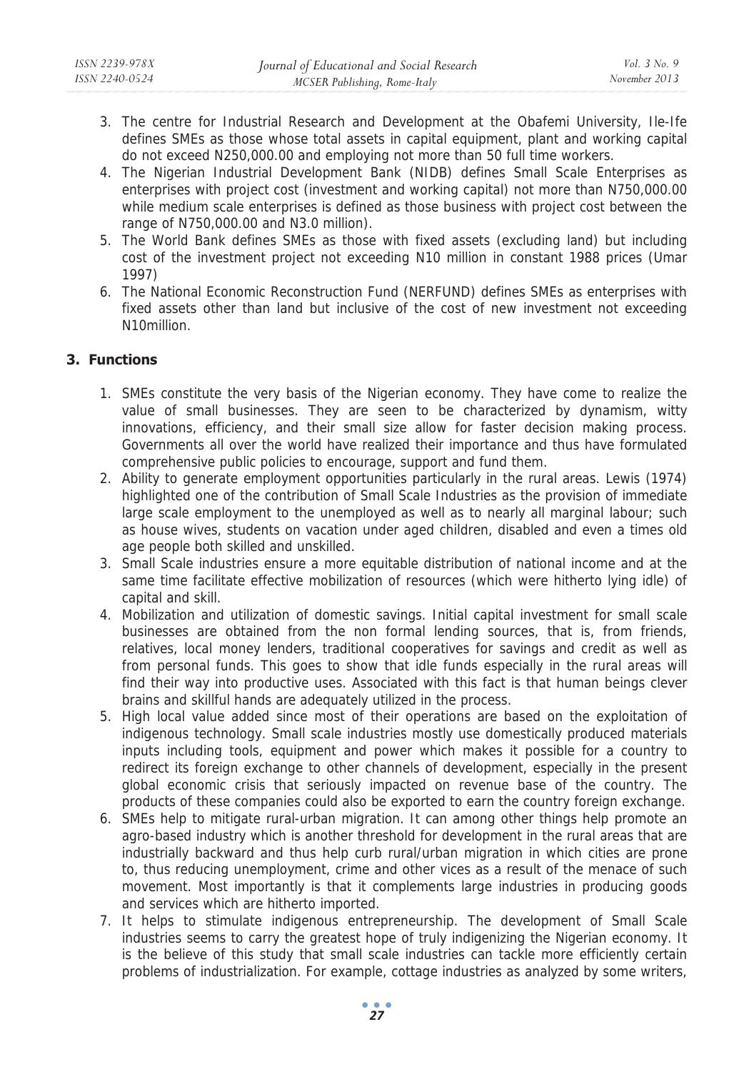3. The centre for Industrial Research and Development at the Obafemi University, Ile-Ife defines SMEs as those whose total assets in capital equipment, plant and working capital do not exceed N250,000.00 and employing not more than 50 full time workers.
4. The Nigerian Industrial Development Bank (NIDB) defines Small Scale Enterprises as enterprises with project cost (investment and working capital) not more than N750,000.00 while medium scale enterprises is defined as those business with project cost between the range of N750,000.00 and N3.0 million).
5. The World Bank defines SMEs as those with fixed assets (excluding land) but including cost of the investment project not exceeding N10 million in constant 1988 prices (Umar 1997)
6. The National Economic Reconstruction Fund (NERFUND) defines SMEs as enterprises with fixed assets other than land but inclusive of the cost of new investment not exceeding N10million.

## 3. Functions

1. SMEs constitute the very basis of the Nigerian economy. They have come to realize the value of small businesses. They are seen to be characterized by dynamism, witty innovations, efficiency, and their small size allow for faster decision making process. Governments all over the world have realized their importance and thus have formulated comprehensive public policies to encourage, support and fund them.
2. Ability to generate employment opportunities particularly in the rural areas. Lewis (1974) highlighted one of the contribution of Small Scale Industries as the provision of immediate large scale employment to the unemployed as well as to nearly all marginal labour; such as house wives, students on vacation under aged children, disabled and even a times old age people both skilled and unskilled.
3. Small Scale industries ensure a more equitable distribution of national income and at the same time facilitate effective mobilization of resources (which were hitherto lying idle) of capital and skill.
4. Mobilization and utilization of domestic savings. Initial capital investment for small scale businesses are obtained from the non formal lending sources, that is, from friends, relatives, local money lenders, traditional cooperatives for savings and credit as well as from personal funds. This goes to show that idle funds especially in the rural areas will find their way into productive uses. Associated with this fact is that human beings clever brains and skillful hands are adequately utilized in the process.
5. High local value added since most of their operations are based on the exploitation of indigenous technology. Small scale industries mostly use domestically produced materials inputs including tools, equipment and power which makes it possible for a country to redirect its foreign exchange to other channels of development, especially in the present global economic crisis that seriously impacted on revenue base of the country. The products of these companies could also be exported to earn the country foreign exchange.
6. SMEs help to mitigate rural-urban migration. It can among other things help promote an agro-based industry which is another threshold for development in the rural areas that are industrially backward and thus help curb rural/urban migration in which cities are prone to, thus reducing unemployment, crime and other vices as a result of the menace of such movement. Most importantly is that it complements large industries in producing goods and services which are hitherto imported.
7. It helps to stimulate indigenous entrepreneurship. The development of Small Scale industries seems to carry the greatest hope of truly indigenizing the Nigerian economy. It is the believe of this study that small scale industries can tackle more efficiently certain problems of industrialization. For example, cottage industries as analyzed by some writers,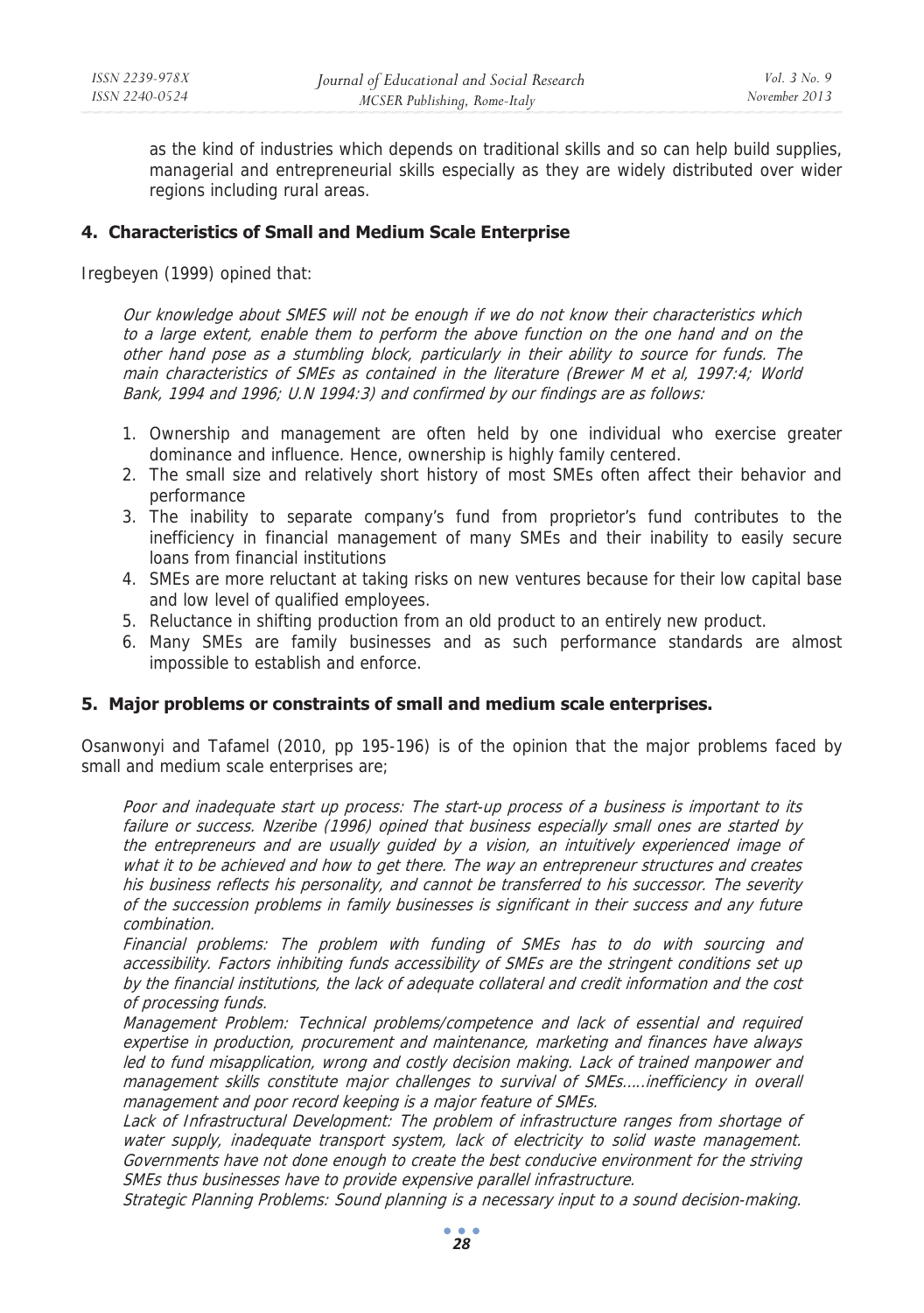as the kind of industries which depends on traditional skills and so can help build supplies, managerial and entrepreneurial skills especially as they are widely distributed over wider regions including rural areas.

## 4. Characteristics of Small and Medium Scale Enterprise

Iregbeyen (1999) opined that:

> *Our knowledge about SMES will not be enough if we do not know their characteristics which to a large extent, enable them to perform the above function on the one hand and on the other hand pose as a stumbling block, particularly in their ability to source for funds. The main characteristics of SMEs as contained in the literature (Brewer M et al, 1997:4; World Bank, 1994 and 1996; U.N 1994:3) and confirmed by our findings are as follows:*

1. Ownership and management are often held by one individual who exercise greater dominance and influence. Hence, ownership is highly family centered.
2. The small size and relatively short history of most SMEs often affect their behavior and performance
3. The inability to separate company's fund from proprietor's fund contributes to the inefficiency in financial management of many SMEs and their inability to easily secure loans from financial institutions
4. SMEs are more reluctant at taking risks on new ventures because for their low capital base and low level of qualified employees.
5. Reluctance in shifting production from an old product to an entirely new product.
6. Many SMEs are family businesses and as such performance standards are almost impossible to establish and enforce.

## 5. Major problems or constraints of small and medium scale enterprises.

Osanwonyi and Tafamel (2010, pp 195-196) is of the opinion that the major problems faced by small and medium scale enterprises are;

> *Poor and inadequate start up process: The start-up process of a business is important to its failure or success. Nzeribe (1996) opined that business especially small ones are started by the entrepreneurs and are usually guided by a vision, an intuitively experienced image of what it to be achieved and how to get there. The way an entrepreneur structures and creates his business reflects his personality, and cannot be transferred to his successor. The severity of the succession problems in family businesses is significant in their success and any future combination.*
>
> *Financial problems: The problem with funding of SMEs has to do with sourcing and accessibility. Factors inhibiting funds accessibility of SMEs are the stringent conditions set up by the financial institutions, the lack of adequate collateral and credit information and the cost of processing funds.*
>
> *Management Problem: Technical problems/competence and lack of essential and required expertise in production, procurement and maintenance, marketing and finances have always led to fund misapplication, wrong and costly decision making. Lack of trained manpower and management skills constitute major challenges to survival of SMEs.....inefficiency in overall management and poor record keeping is a major feature of SMEs.*
>
> *Lack of Infrastructural Development: The problem of infrastructure ranges from shortage of water supply, inadequate transport system, lack of electricity to solid waste management. Governments have not done enough to create the best conducive environment for the striving SMEs thus businesses have to provide expensive parallel infrastructure.*
>
> *Strategic Planning Problems: Sound planning is a necessary input to a sound decision-making.*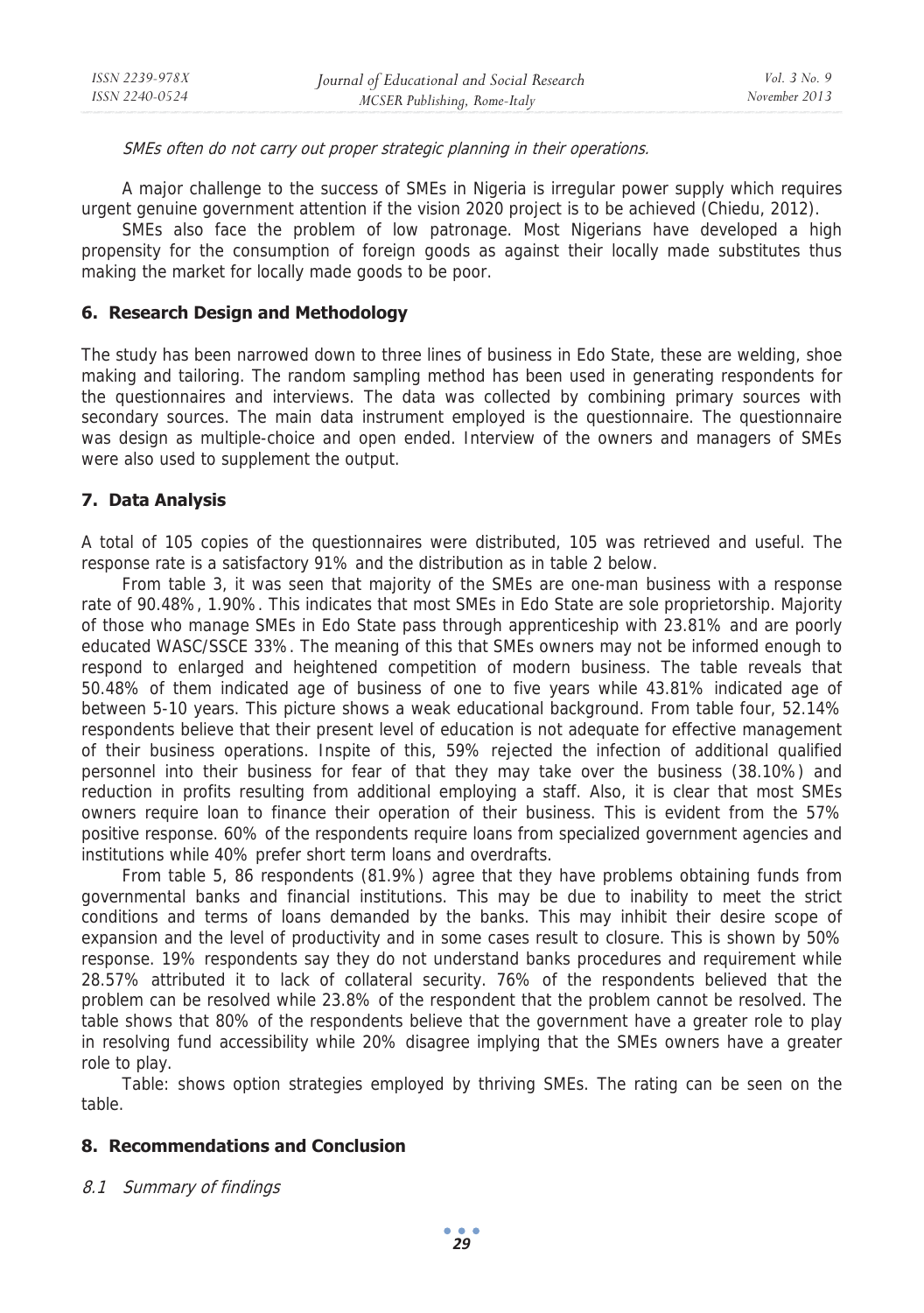*SMEs often do not carry out proper strategic planning in their operations.*

A major challenge to the success of SMEs in Nigeria is irregular power supply which requires urgent genuine government attention if the vision 2020 project is to be achieved (Chiedu, 2012).

SMEs also face the problem of low patronage. Most Nigerians have developed a high propensity for the consumption of foreign goods as against their locally made substitutes thus making the market for locally made goods to be poor.

## 6. Research Design and Methodology

The study has been narrowed down to three lines of business in Edo State, these are welding, shoe making and tailoring. The random sampling method has been used in generating respondents for the questionnaires and interviews. The data was collected by combining primary sources with secondary sources. The main data instrument employed is the questionnaire. The questionnaire was design as multiple-choice and open ended. Interview of the owners and managers of SMEs were also used to supplement the output.

## 7. Data Analysis

A total of 105 copies of the questionnaires were distributed, 105 was retrieved and useful. The response rate is a satisfactory 91% and the distribution as in table 2 below.

From table 3, it was seen that majority of the SMEs are one-man business with a response rate of 90.48%, 1.90%. This indicates that most SMEs in Edo State are sole proprietorship. Majority of those who manage SMEs in Edo State pass through apprenticeship with 23.81% and are poorly educated WASC/SSCE 33%. The meaning of this that SMEs owners may not be informed enough to respond to enlarged and heightened competition of modern business. The table reveals that 50.48% of them indicated age of business of one to five years while 43.81% indicated age of between 5-10 years. This picture shows a weak educational background. From table four, 52.14% respondents believe that their present level of education is not adequate for effective management of their business operations. Inspite of this, 59% rejected the infection of additional qualified personnel into their business for fear of that they may take over the business (38.10%) and reduction in profits resulting from additional employing a staff. Also, it is clear that most SMEs owners require loan to finance their operation of their business. This is evident from the 57% positive response. 60% of the respondents require loans from specialized government agencies and institutions while 40% prefer short term loans and overdrafts.

From table 5, 86 respondents (81.9%) agree that they have problems obtaining funds from governmental banks and financial institutions. This may be due to inability to meet the strict conditions and terms of loans demanded by the banks. This may inhibit their desire scope of expansion and the level of productivity and in some cases result to closure. This is shown by 50% response. 19% respondents say they do not understand banks procedures and requirement while 28.57% attributed it to lack of collateral security. 76% of the respondents believed that the problem can be resolved while 23.8% of the respondent that the problem cannot be resolved. The table shows that 80% of the respondents believe that the government have a greater role to play in resolving fund accessibility while 20% disagree implying that the SMEs owners have a greater role to play.

Table: shows option strategies employed by thriving SMEs. The rating can be seen on the table.

## 8. Recommendations and Conclusion

### *8.1 Summary of findings*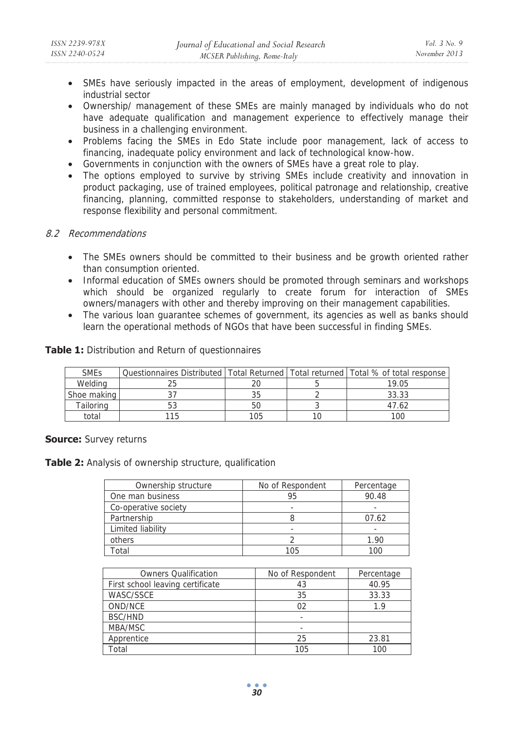- SMEs have seriously impacted in the areas of employment, development of indigenous industrial sector
- Ownership/ management of these SMEs are mainly managed by individuals who do not have adequate qualification and management experience to effectively manage their business in a challenging environment.
- Problems facing the SMEs in Edo State include poor management, lack of access to financing, inadequate policy environment and lack of technological know-how.
- Governments in conjunction with the owners of SMEs have a great role to play.
- The options employed to survive by striving SMEs include creativity and innovation in product packaging, use of trained employees, political patronage and relationship, creative financing, planning, committed response to stakeholders, understanding of market and response flexibility and personal commitment.

### *8.2 Recommendations*

- The SMEs owners should be committed to their business and be growth oriented rather than consumption oriented.
- Informal education of SMEs owners should be promoted through seminars and workshops which should be organized regularly to create forum for interaction of SMEs owners/managers with other and thereby improving on their management capabilities.
- The various loan guarantee schemes of government, its agencies as well as banks should learn the operational methods of NGOs that have been successful in finding SMEs.

**Table 1:** Distribution and Return of questionnaires

| SMEs | Questionnaires Distributed | Total Returned | Total returned | Total % of total response |
|---|---|---|---|---|
| Welding | 25 | 20 | 5 | 19.05 |
| Shoe making | 37 | 35 | 2 | 33.33 |
| Tailoring | 53 | 50 | 3 | 47.62 |
| total | 115 | 105 | 10 | 100 |

**Source:** Survey returns

**Table 2:** Analysis of ownership structure, qualification

| Ownership structure | No of Respondent | Percentage |
|---|---|---|
| One man business | 95 | 90.48 |
| Co-operative society | - | - |
| Partnership | 8 | 07.62 |
| Limited liability | - | - |
| others | 2 | 1.90 |
| Total | 105 | 100 |

| Owners Qualification | No of Respondent | Percentage |
|---|---|---|
| First school leaving certificate | 43 | 40.95 |
| WASC/SSCE | 35 | 33.33 |
| OND/NCE | 02 | 1.9 |
| BSC/HND | - | |
| MBA/MSC | - | |
| Apprentice | 25 | 23.81 |
| Total | 105 | 100 |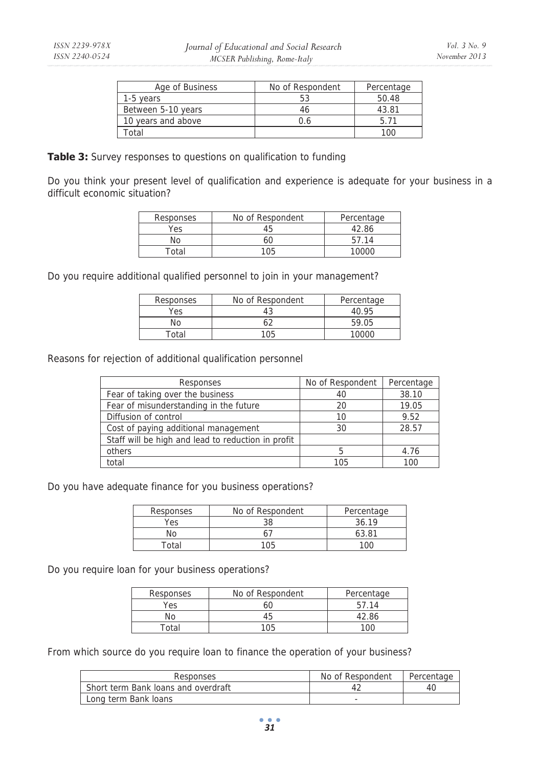| Age of Business | No of Respondent | Percentage |
|---|---|---|
| 1-5 years | 53 | 50.48 |
| Between 5-10 years | 46 | 43.81 |
| 10 years and above | 0.6 | 5.71 |
| Total | | 100 |

**Table 3:** Survey responses to questions on qualification to funding

Do you think your present level of qualification and experience is adequate for your business in a difficult economic situation?

| Responses | No of Respondent | Percentage |
|---|---|---|
| Yes | 45 | 42.86 |
| No | 60 | 57.14 |
| Total | 105 | 10000 |

Do you require additional qualified personnel to join in your management?

| Responses | No of Respondent | Percentage |
|---|---|---|
| Yes | 43 | 40.95 |
| No | 62 | 59.05 |
| Total | 105 | 10000 |

Reasons for rejection of additional qualification personnel

| Responses | No of Respondent | Percentage |
|---|---|---|
| Fear of taking over the business | 40 | 38.10 |
| Fear of misunderstanding in the future | 20 | 19.05 |
| Diffusion of control | 10 | 9.52 |
| Cost of paying additional management | 30 | 28.57 |
| Staff will be high and lead to reduction in profit | | |
| others | 5 | 4.76 |
| total | 105 | 100 |

Do you have adequate finance for you business operations?

| Responses | No of Respondent | Percentage |
|---|---|---|
| Yes | 38 | 36.19 |
| No | 67 | 63.81 |
| Total | 105 | 100 |

Do you require loan for your business operations?

| Responses | No of Respondent | Percentage |
|---|---|---|
| Yes | 60 | 57.14 |
| No | 45 | 42.86 |
| Total | 105 | 100 |

From which source do you require loan to finance the operation of your business?

| Responses | No of Respondent | Percentage |
|---|---|---|
| Short term Bank loans and overdraft | 42 | 40 |
| Long term Bank loans | - | |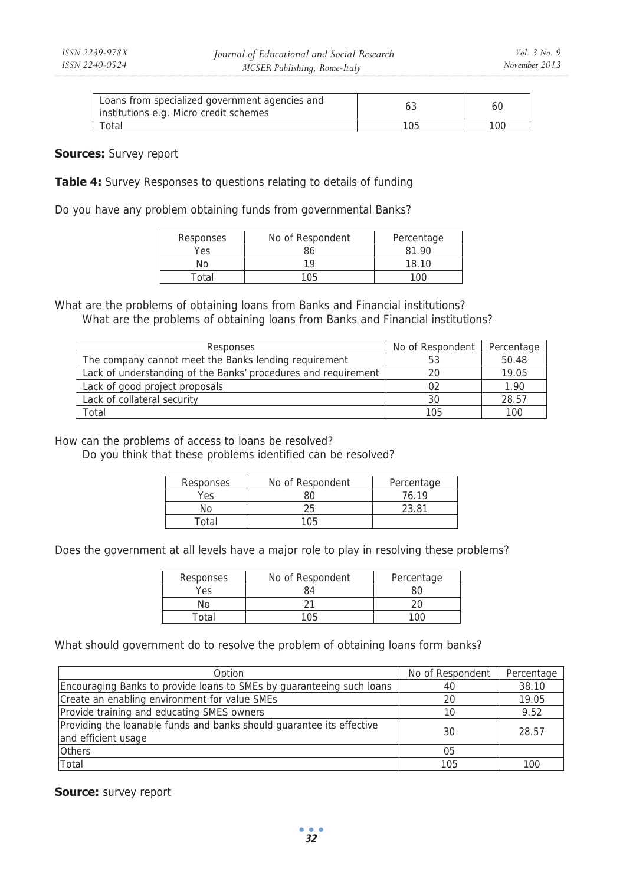| Loans from specialized government agencies and institutions e.g. Micro credit schemes | 63 | 60 |
|---|---|---|
| Total | 105 | 100 |

**Sources:** Survey report

**Table 4:** Survey Responses to questions relating to details of funding

Do you have any problem obtaining funds from governmental Banks?

| Responses | No of Respondent | Percentage |
|---|---|---|
| Yes | 86 | 81.90 |
| No | 19 | 18.10 |
| Total | 105 | 100 |

What are the problems of obtaining loans from Banks and Financial institutions?
What are the problems of obtaining loans from Banks and Financial institutions?

| Responses | No of Respondent | Percentage |
|---|---|---|
| The company cannot meet the Banks lending requirement | 53 | 50.48 |
| Lack of understanding of the Banks' procedures and requirement | 20 | 19.05 |
| Lack of good project proposals | 02 | 1.90 |
| Lack of collateral security | 30 | 28.57 |
| Total | 105 | 100 |

How can the problems of access to loans be resolved?
Do you think that these problems identified can be resolved?

| Responses | No of Respondent | Percentage |
|---|---|---|
| Yes | 80 | 76.19 |
| No | 25 | 23.81 |
| Total | 105 | |

Does the government at all levels have a major role to play in resolving these problems?

| Responses | No of Respondent | Percentage |
|---|---|---|
| Yes | 84 | 80 |
| No | 21 | 20 |
| Total | 105 | 100 |

What should government do to resolve the problem of obtaining loans form banks?

| Option | No of Respondent | Percentage |
|---|---|---|
| Encouraging Banks to provide loans to SMEs by guaranteeing such loans | 40 | 38.10 |
| Create an enabling environment for value SMEs | 20 | 19.05 |
| Provide training and educating SMES owners | 10 | 9.52 |
| Providing the loanable funds and banks should guarantee its effective and efficient usage | 30 | 28.57 |
| Others | 05 | |
| Total | 105 | 100 |

**Source:** survey report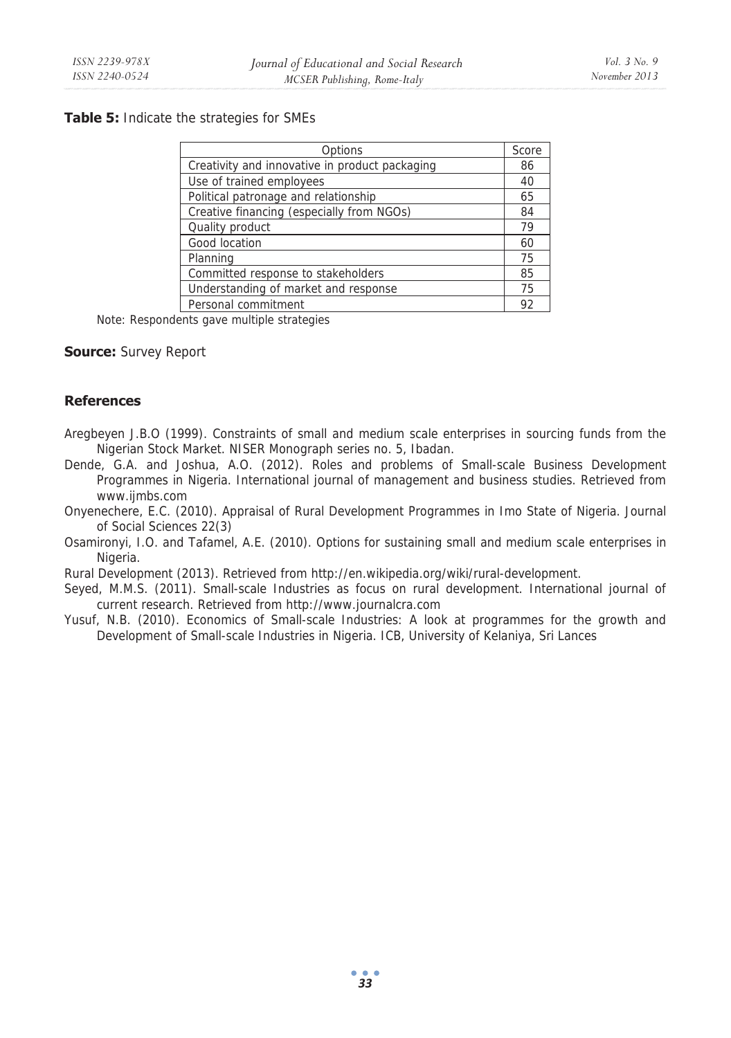**Table 5:** Indicate the strategies for SMEs

| Options | Score |
|---|---|
| Creativity and innovative in product packaging | 86 |
| Use of trained employees | 40 |
| Political patronage and relationship | 65 |
| Creative financing (especially from NGOs) | 84 |
| Quality product | 79 |
| Good location | 60 |
| Planning | 75 |
| Committed response to stakeholders | 85 |
| Understanding of market and response | 75 |
| Personal commitment | 92 |

Note: Respondents gave multiple strategies

**Source:** Survey Report

## References

Aregbeyen J.B.O (1999). Constraints of small and medium scale enterprises in sourcing funds from the Nigerian Stock Market. NISER Monograph series no. 5, Ibadan.

Dende, G.A. and Joshua, A.O. (2012). Roles and problems of Small-scale Business Development Programmes in Nigeria. International journal of management and business studies. Retrieved from www.ijmbs.com

Onyenechere, E.C. (2010). Appraisal of Rural Development Programmes in Imo State of Nigeria. Journal of Social Sciences 22(3)

Osamironyi, I.O. and Tafamel, A.E. (2010). Options for sustaining small and medium scale enterprises in Nigeria.

Rural Development (2013). Retrieved from http://en.wikipedia.org/wiki/rural-development.

Seyed, M.M.S. (2011). Small-scale Industries as focus on rural development. International journal of current research. Retrieved from http://www.journalcra.com

Yusuf, N.B. (2010). Economics of Small-scale Industries: A look at programmes for the growth and Development of Small-scale Industries in Nigeria. ICB, University of Kelaniya, Sri Lances